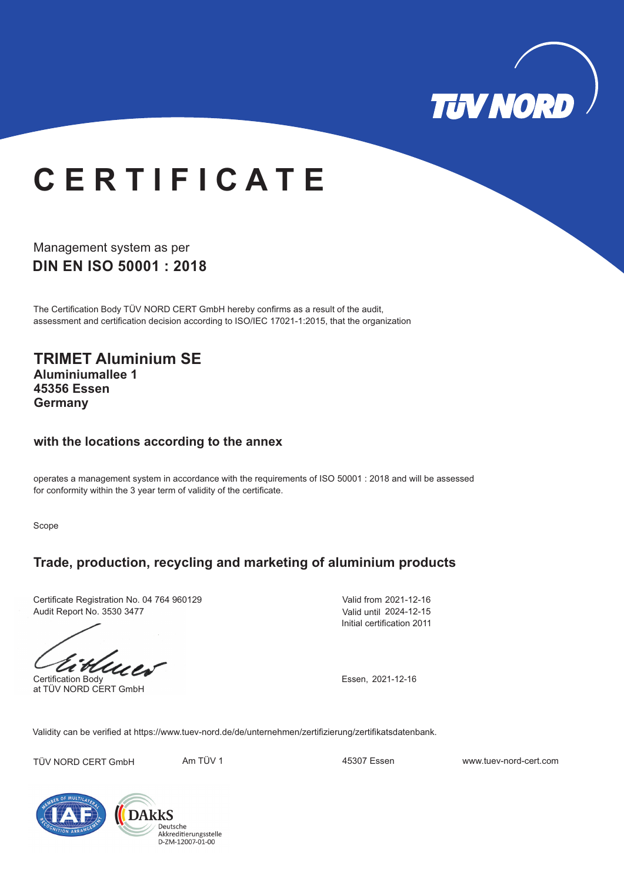TÜV NORD

# CERTIFICATE

Management system as per

## DIN EN ISO 50001 : 2018

The Certification Body TÜV NORD CERT GmbH hereby confirms as a result of the audit, assessment and certification decision according to ISO/IEC 17021-1:2015, that the organization

## TRIMET Aluminium SE

**Aluminiumallee 1**
**45356 Essen**
**Germany**

### with the locations according to the annex

operates a management system in accordance with the requirements of ISO 50001 : 2018 and will be assessed for conformity within the 3 year term of validity of the certificate.

Scope

### Trade, production, recycling and marketing of aluminium products

Certificate Registration No. 04 764 960129
Audit Report No. 3530 3477

Valid from 2021-12-16
Valid until 2024-12-15
Initial certification 2011

Certification Body
at TÜV NORD CERT GmbH

Essen, 2021-12-16

Validity can be verified at https://www.tuev-nord.de/de/unternehmen/zertifizierung/zertifikatsdatenbank.

TÜV NORD CERT GmbH  Am TÜV 1  45307 Essen  www.tuev-nord-cert.com

IAF – Member of Multilateral Recognition Arrangement

DAkkS Deutsche Akkreditierungsstelle D-ZM-12007-01-00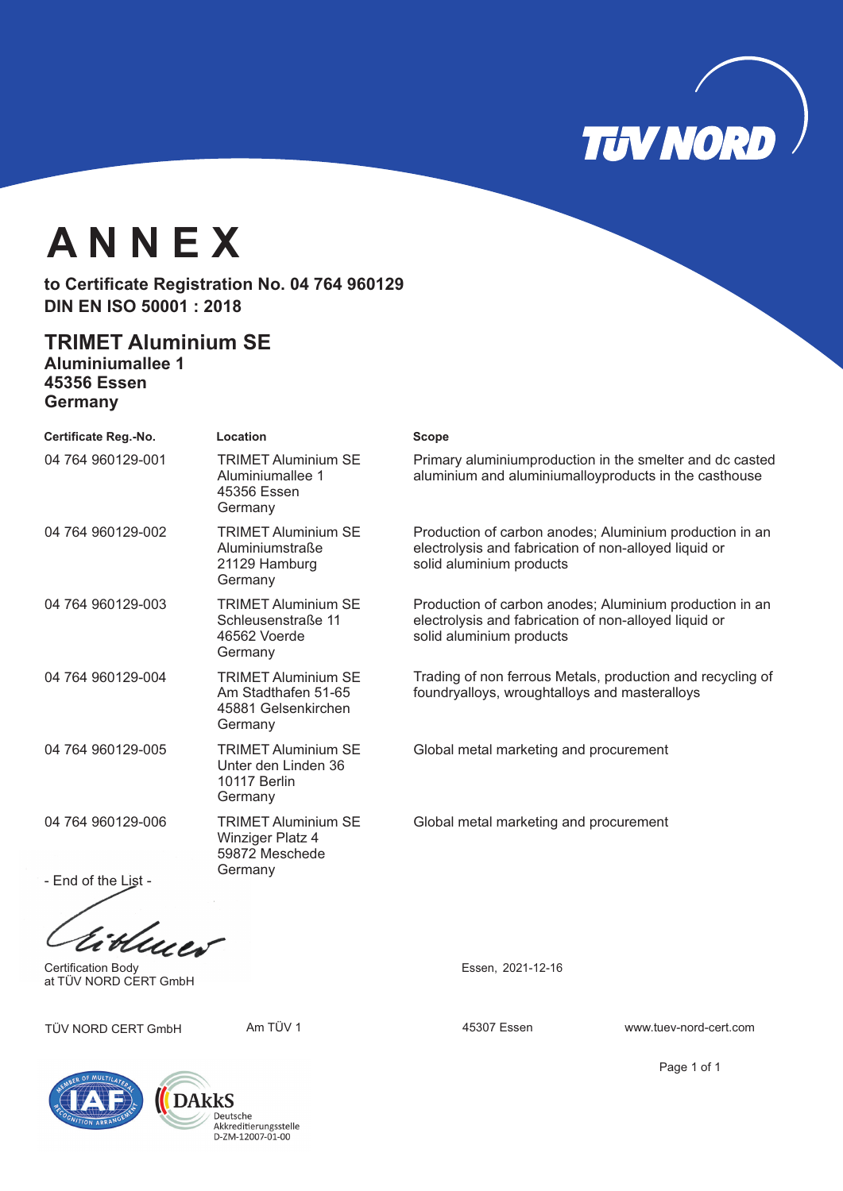TÜV NORD

# ANNEX

**to Certificate Registration No. 04 764 960129**
**DIN EN ISO 50001 : 2018**

## TRIMET Aluminium SE

**Aluminiumallee 1**
**45356 Essen**
**Germany**

| Certificate Reg.-No. | Location | Scope |
|---|---|---|
| 04 764 960129-001 | TRIMET Aluminium SE<br>Aluminiumallee 1<br>45356 Essen<br>Germany | Primary aluminiumproduction in the smelter and dc casted aluminium and aluminiumalloyproducts in the casthouse |
| 04 764 960129-002 | TRIMET Aluminium SE<br>Aluminiumstraße<br>21129 Hamburg<br>Germany | Production of carbon anodes; Aluminium production in an electrolysis and fabrication of non-alloyed liquid or solid aluminium products |
| 04 764 960129-003 | TRIMET Aluminium SE<br>Schleusenstraße 11<br>46562 Voerde<br>Germany | Production of carbon anodes; Aluminium production in an electrolysis and fabrication of non-alloyed liquid or solid aluminium products |
| 04 764 960129-004 | TRIMET Aluminium SE<br>Am Stadthafen 51-65<br>45881 Gelsenkirchen<br>Germany | Trading of non ferrous Metals, production and recycling of foundryalloys, wroughtalloys and masteralloys |
| 04 764 960129-005 | TRIMET Aluminium SE<br>Unter den Linden 36<br>10117 Berlin<br>Germany | Global metal marketing and procurement |
| 04 764 960129-006 | TRIMET Aluminium SE<br>Winziger Platz 4<br>59872 Meschede<br>Germany | Global metal marketing and procurement |

- End of the List -

Certification Body
at TÜV NORD CERT GmbH

Essen, 2021-12-16

TÜV NORD CERT GmbH    Am TÜV 1    45307 Essen    www.tuev-nord-cert.com

DAkkS Deutsche Akkreditierungsstelle D-ZM-12007-01-00